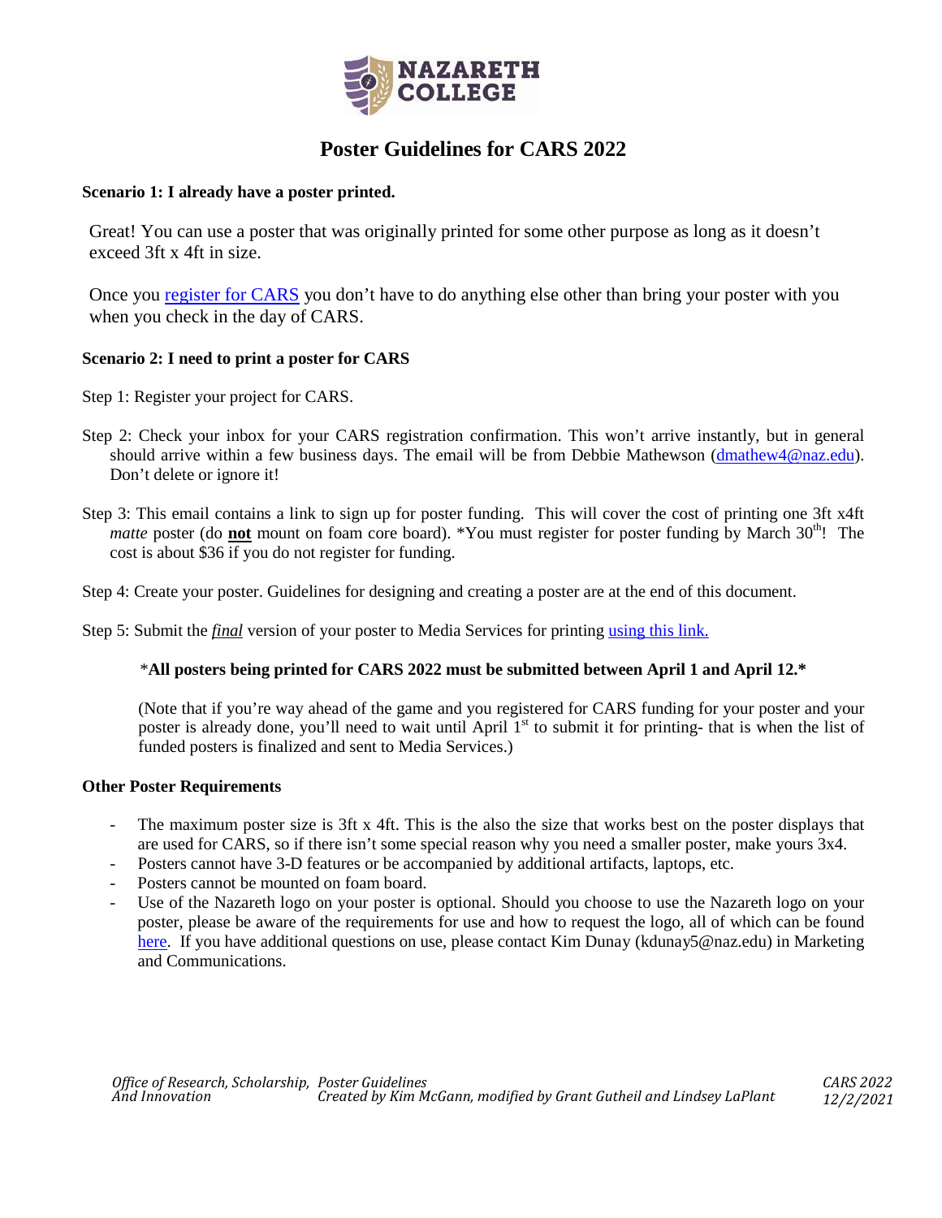# Poster Guidelines for CARS 2022

**Scenario 1: I already have a poster printed.**

Great! You can use a poster that was originally printed for some other purpose as long as it doesn't exceed 3ft x 4ft in size.

Once you register for CARS you don't have to do anything else other than bring your poster with you when you check in the day of CARS.

**Scenario 2: I need to print a poster for CARS**

Step 1: Register your project for CARS.

Step 2: Check your inbox for your CARS registration confirmation. This won't arrive instantly, but in general should arrive within a few business days. The email will be from Debbie Mathewson (dmathew4@naz.edu). Don't delete or ignore it!

Step 3: This email contains a link to sign up for poster funding. This will cover the cost of printing one 3ft x4ft *matte* poster (do **not** mount on foam core board). *You must register for poster funding by March 30th! The cost is about $36 if you do not register for funding.

Step 4: Create your poster. Guidelines for designing and creating a poster are at the end of this document.

Step 5: Submit the ***final*** version of your poster to Media Services for printing using this link.

*__All posters being printed for CARS 2022 must be submitted between April 1 and April 12.*__

(Note that if you're way ahead of the game and you registered for CARS funding for your poster and your poster is already done, you'll need to wait until April 1st to submit it for printing- that is when the list of funded posters is finalized and sent to Media Services.)

**Other Poster Requirements**

- The maximum poster size is 3ft x 4ft. This is the also the size that works best on the poster displays that are used for CARS, so if there isn't some special reason why you need a smaller poster, make yours 3x4.
- Posters cannot have 3-D features or be accompanied by additional artifacts, laptops, etc.
- Posters cannot be mounted on foam board.
- Use of the Nazareth logo on your poster is optional. Should you choose to use the Nazareth logo on your poster, please be aware of the requirements for use and how to request the logo, all of which can be found here. If you have additional questions on use, please contact Kim Dunay (kdunay5@naz.edu) in Marketing and Communications.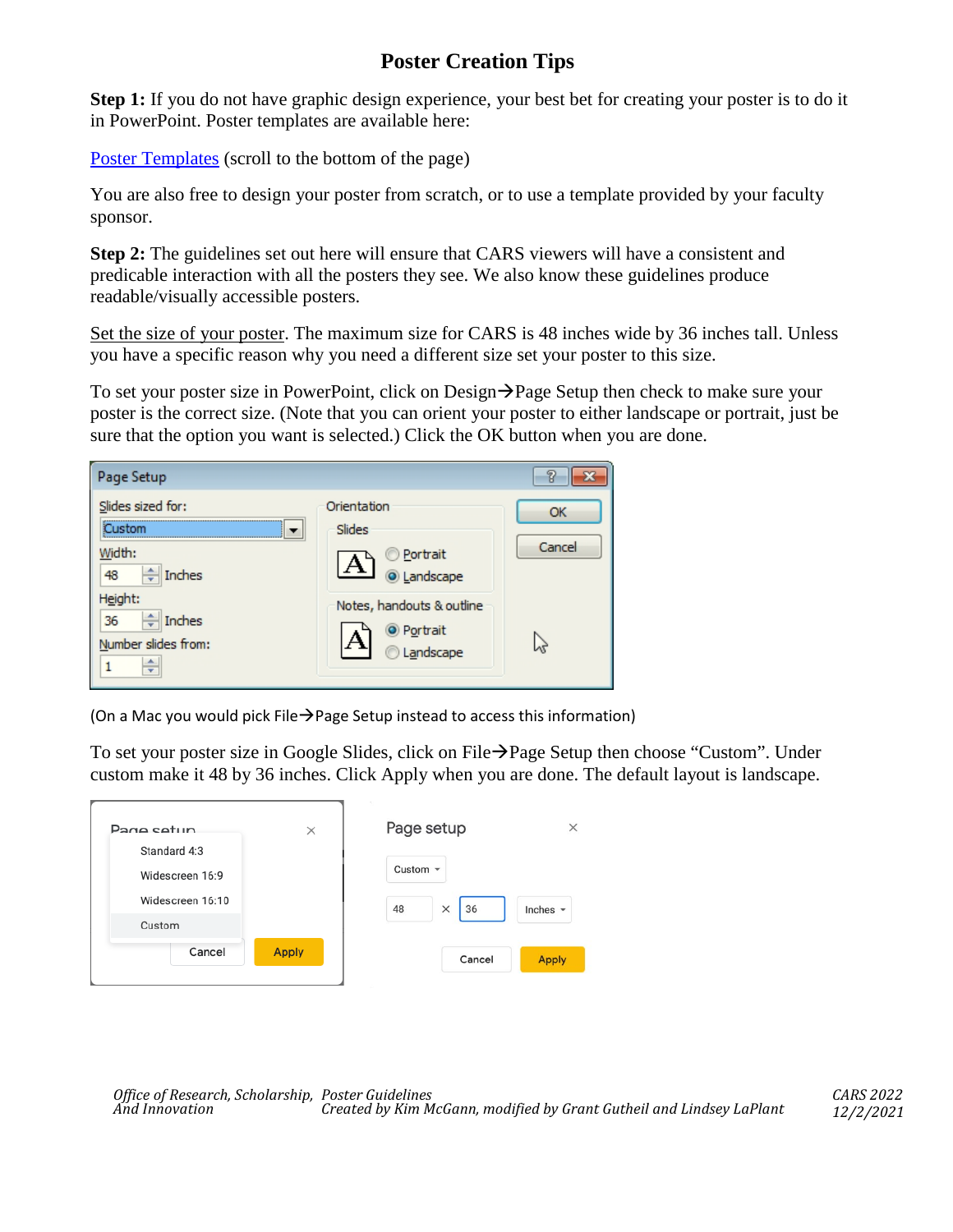# Poster Creation Tips

**Step 1:** If you do not have graphic design experience, your best bet for creating your poster is to do it in PowerPoint. Poster templates are available here:

[Poster Templates](#) (scroll to the bottom of the page)

You are also free to design your poster from scratch, or to use a template provided by your faculty sponsor.

**Step 2:** The guidelines set out here will ensure that CARS viewers will have a consistent and predicable interaction with all the posters they see. We also know these guidelines produce readable/visually accessible posters.

Set the size of your poster. The maximum size for CARS is 48 inches wide by 36 inches tall. Unless you have a specific reason why you need a different size set your poster to this size.

To set your poster size in PowerPoint, click on Design→Page Setup then check to make sure your poster is the correct size. (Note that you can orient your poster to either landscape or portrait, just be sure that the option you want is selected.) Click the OK button when you are done.

(On a Mac you would pick File→Page Setup instead to access this information)

To set your poster size in Google Slides, click on File→Page Setup then choose "Custom". Under custom make it 48 by 36 inches. Click Apply when you are done. The default layout is landscape.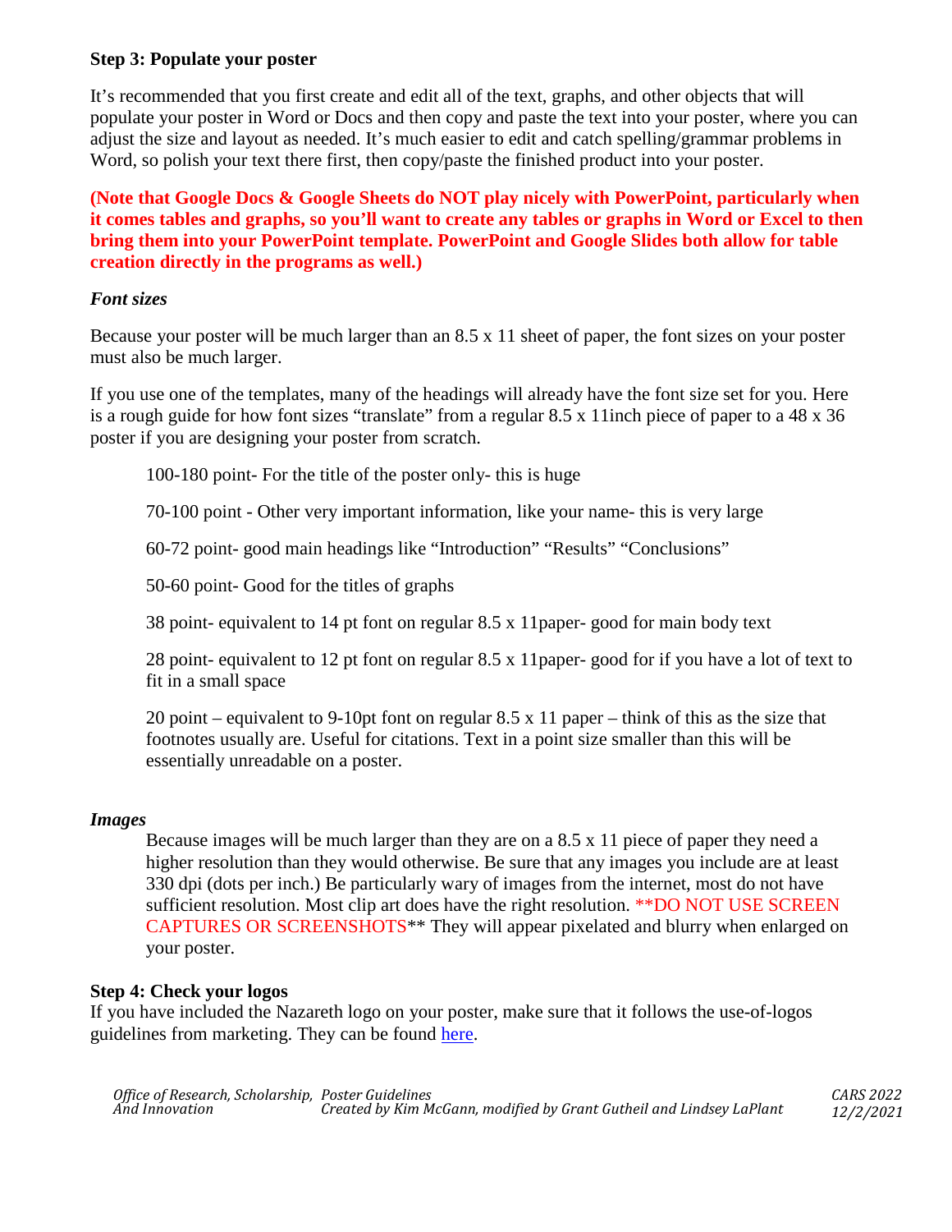**Step 3: Populate your poster**

It's recommended that you first create and edit all of the text, graphs, and other objects that will populate your poster in Word or Docs and then copy and paste the text into your poster, where you can adjust the size and layout as needed. It's much easier to edit and catch spelling/grammar problems in Word, so polish your text there first, then copy/paste the finished product into your poster.

**(Note that Google Docs & Google Sheets do NOT play nicely with PowerPoint, particularly when it comes tables and graphs, so you'll want to create any tables or graphs in Word or Excel to then bring them into your PowerPoint template. PowerPoint and Google Slides both allow for table creation directly in the programs as well.)**

***Font sizes***

Because your poster will be much larger than an 8.5 x 11 sheet of paper, the font sizes on your poster must also be much larger.

If you use one of the templates, many of the headings will already have the font size set for you. Here is a rough guide for how font sizes "translate" from a regular 8.5 x 11inch piece of paper to a 48 x 36 poster if you are designing your poster from scratch.

> 100-180 point- For the title of the poster only- this is huge
>
> 70-100 point - Other very important information, like your name- this is very large
>
> 60-72 point- good main headings like "Introduction" "Results" "Conclusions"
>
> 50-60 point- Good for the titles of graphs
>
> 38 point- equivalent to 14 pt font on regular 8.5 x 11paper- good for main body text
>
> 28 point- equivalent to 12 pt font on regular 8.5 x 11paper- good for if you have a lot of text to fit in a small space
>
> 20 point – equivalent to 9-10pt font on regular 8.5 x 11 paper – think of this as the size that footnotes usually are. Useful for citations. Text in a point size smaller than this will be essentially unreadable on a poster.

***Images***

> Because images will be much larger than they are on a 8.5 x 11 piece of paper they need a higher resolution than they would otherwise. Be sure that any images you include are at least 330 dpi (dots per inch.) Be particularly wary of images from the internet, most do not have sufficient resolution. Most clip art does have the right resolution. **DO NOT USE SCREEN CAPTURES OR SCREENSHOTS** They will appear pixelated and blurry when enlarged on your poster.

**Step 4: Check your logos**

If you have included the Nazareth logo on your poster, make sure that it follows the use-of-logos guidelines from marketing. They can be found here.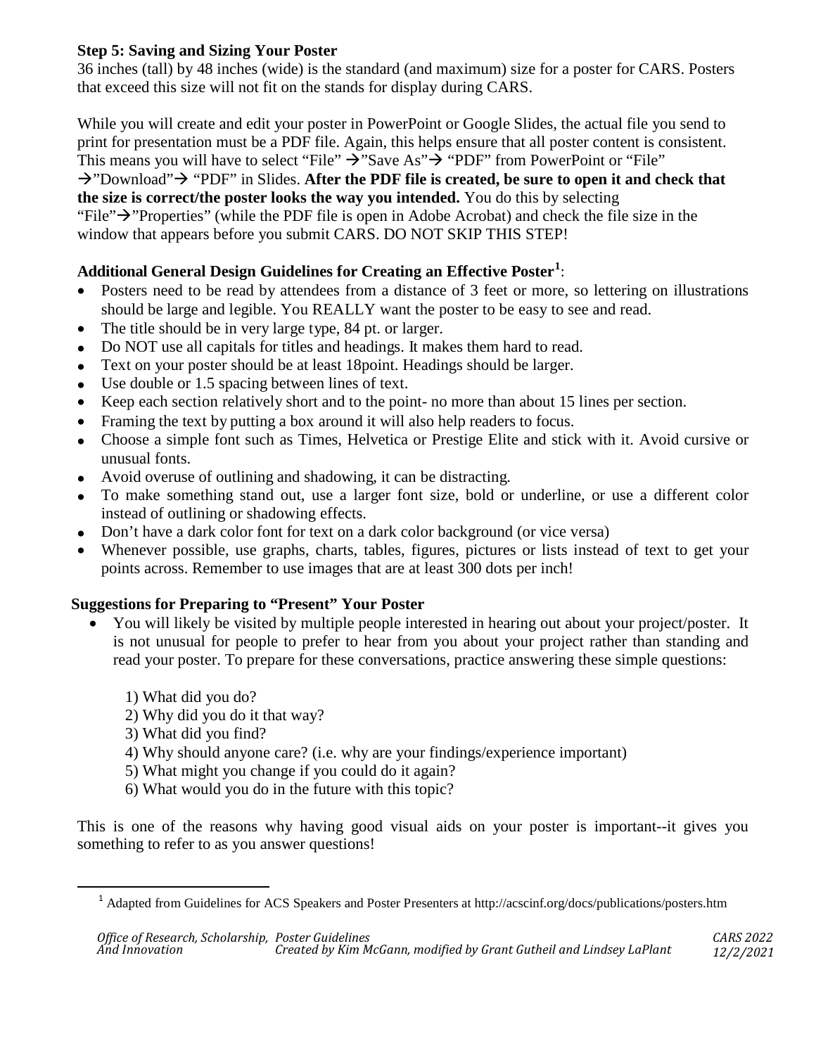**Step 5: Saving and Sizing Your Poster**

36 inches (tall) by 48 inches (wide) is the standard (and maximum) size for a poster for CARS. Posters that exceed this size will not fit on the stands for display during CARS.

While you will create and edit your poster in PowerPoint or Google Slides, the actual file you send to print for presentation must be a PDF file. Again, this helps ensure that all poster content is consistent. This means you will have to select "File" →"Save As"→ "PDF" from PowerPoint or "File" →"Download"→ "PDF" in Slides. **After the PDF file is created, be sure to open it and check that the size is correct/the poster looks the way you intended.** You do this by selecting "File"→"Properties" (while the PDF file is open in Adobe Acrobat) and check the file size in the window that appears before you submit CARS. DO NOT SKIP THIS STEP!

**Additional General Design Guidelines for Creating an Effective Poster**[1]:

- Posters need to be read by attendees from a distance of 3 feet or more, so lettering on illustrations should be large and legible. You REALLY want the poster to be easy to see and read.
- The title should be in very large type, 84 pt. or larger.
- Do NOT use all capitals for titles and headings. It makes them hard to read.
- Text on your poster should be at least 18point. Headings should be larger.
- Use double or 1.5 spacing between lines of text.
- Keep each section relatively short and to the point- no more than about 15 lines per section.
- Framing the text by putting a box around it will also help readers to focus.
- Choose a simple font such as Times, Helvetica or Prestige Elite and stick with it. Avoid cursive or unusual fonts.
- Avoid overuse of outlining and shadowing, it can be distracting.
- To make something stand out, use a larger font size, bold or underline, or use a different color instead of outlining or shadowing effects.
- Don't have a dark color font for text on a dark color background (or vice versa)
- Whenever possible, use graphs, charts, tables, figures, pictures or lists instead of text to get your points across. Remember to use images that are at least 300 dots per inch!

**Suggestions for Preparing to "Present" Your Poster**

- You will likely be visited by multiple people interested in hearing out about your project/poster. It is not unusual for people to prefer to hear from you about your project rather than standing and read your poster. To prepare for these conversations, practice answering these simple questions:

  1) What did you do?
  2) Why did you do it that way?
  3) What did you find?
  4) Why should anyone care? (i.e. why are your findings/experience important)
  5) What might you change if you could do it again?
  6) What would you do in the future with this topic?

This is one of the reasons why having good visual aids on your poster is important--it gives you something to refer to as you answer questions!

[1] Adapted from Guidelines for ACS Speakers and Poster Presenters at http://acscinf.org/docs/publications/posters.htm